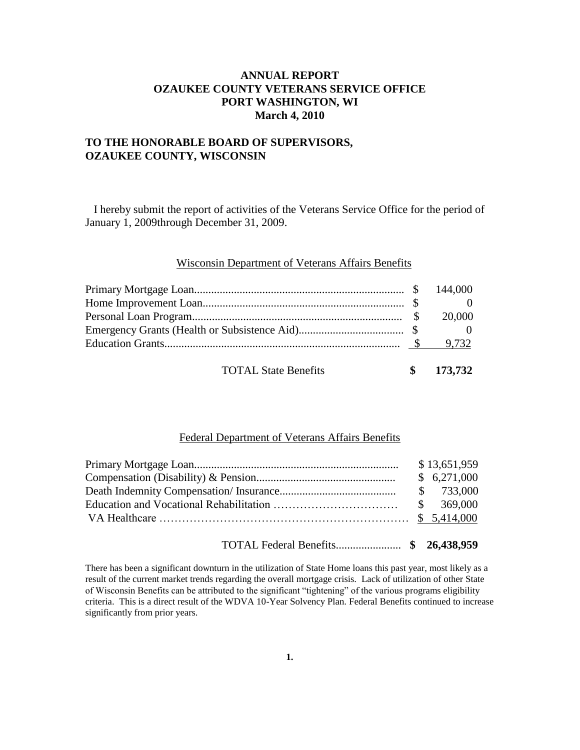**ANNUAL REPORT**
**OZAUKEE COUNTY VETERANS SERVICE OFFICE**
**PORT WASHINGTON, WI**
**March 4, 2010**

**TO THE HONORABLE BOARD OF SUPERVISORS,**
**OZAUKEE COUNTY, WISCONSIN**

I hereby submit the report of activities of the Veterans Service Office for the period of January 1, 2009through December 31, 2009.

## Wisconsin Department of Veterans Affairs Benefits

| Benefit | Amount |
|---|---|
| Primary Mortgage Loan | $ 144,000 |
| Home Improvement Loan | $ 0 |
| Personal Loan Program | $ 20,000 |
| Emergency Grants (Health or Subsistence Aid) | $ 0 |
| Education Grants | $ 9,732 |
| **TOTAL State Benefits** | **$ 173,732** |

## Federal Department of Veterans Affairs Benefits

| Benefit | Amount |
|---|---|
| Primary Mortgage Loan | $ 13,651,959 |
| Compensation (Disability) & Pension | $ 6,271,000 |
| Death Indemnity Compensation/ Insurance | $ 733,000 |
| Education and Vocational Rehabilitation | $ 369,000 |
| VA Healthcare | $ 5,414,000 |
| **TOTAL Federal Benefits** | **$ 26,438,959** |

There has been a significant downturn in the utilization of State Home loans this past year, most likely as a result of the current market trends regarding the overall mortgage crisis. Lack of utilization of other State of Wisconsin Benefits can be attributed to the significant "tightening" of the various programs eligibility criteria. This is a direct result of the WDVA 10-Year Solvency Plan. Federal Benefits continued to increase significantly from prior years.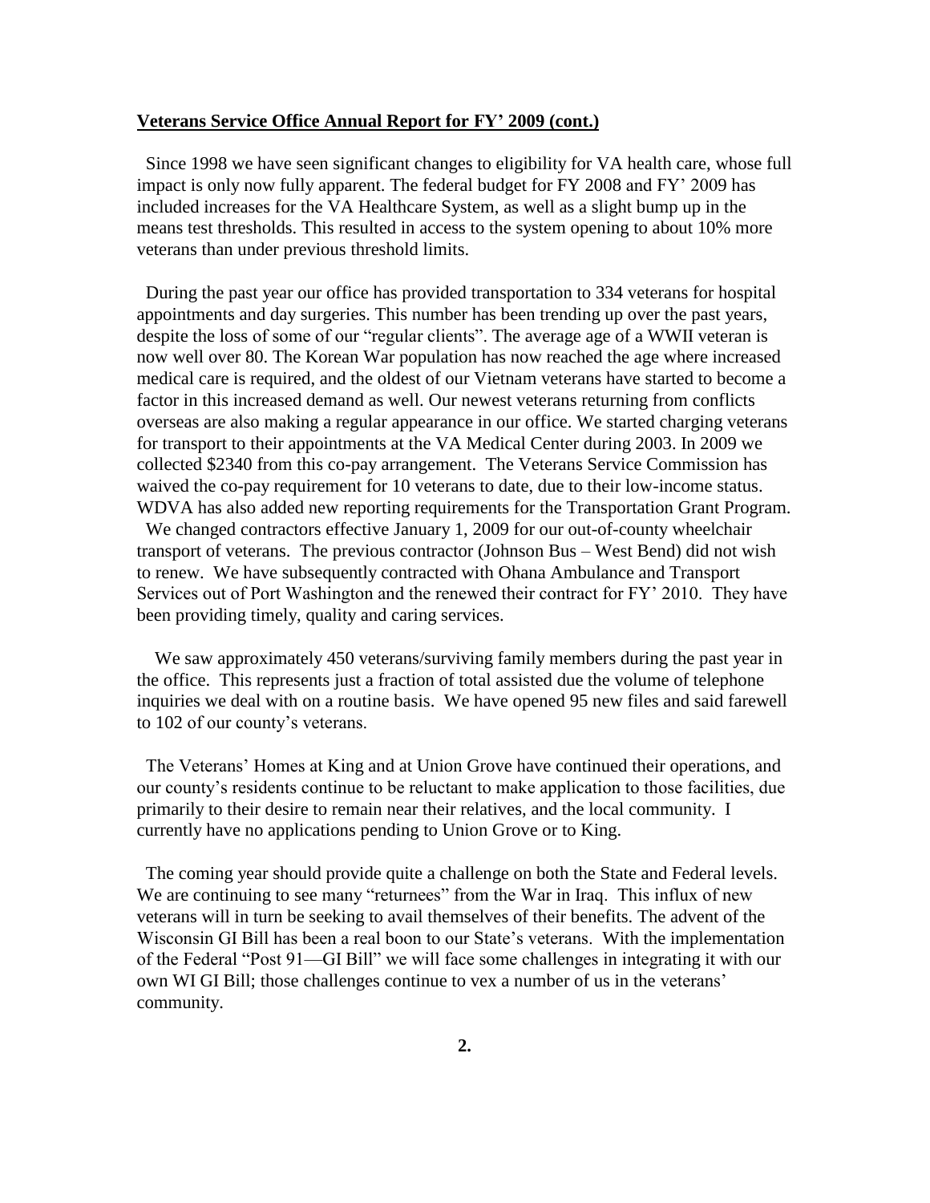**Veterans Service Office Annual Report for FY' 2009 (cont.)**

Since 1998 we have seen significant changes to eligibility for VA health care, whose full impact is only now fully apparent. The federal budget for FY 2008 and FY' 2009 has included increases for the VA Healthcare System, as well as a slight bump up in the means test thresholds. This resulted in access to the system opening to about 10% more veterans than under previous threshold limits.

During the past year our office has provided transportation to 334 veterans for hospital appointments and day surgeries. This number has been trending up over the past years, despite the loss of some of our "regular clients". The average age of a WWII veteran is now well over 80. The Korean War population has now reached the age where increased medical care is required, and the oldest of our Vietnam veterans have started to become a factor in this increased demand as well. Our newest veterans returning from conflicts overseas are also making a regular appearance in our office. We started charging veterans for transport to their appointments at the VA Medical Center during 2003. In 2009 we collected $2340 from this co-pay arrangement. The Veterans Service Commission has waived the co-pay requirement for 10 veterans to date, due to their low-income status. WDVA has also added new reporting requirements for the Transportation Grant Program.
We changed contractors effective January 1, 2009 for our out-of-county wheelchair transport of veterans. The previous contractor (Johnson Bus – West Bend) did not wish to renew. We have subsequently contracted with Ohana Ambulance and Transport Services out of Port Washington and the renewed their contract for FY' 2010. They have been providing timely, quality and caring services.

We saw approximately 450 veterans/surviving family members during the past year in the office. This represents just a fraction of total assisted due the volume of telephone inquiries we deal with on a routine basis. We have opened 95 new files and said farewell to 102 of our county's veterans.

The Veterans' Homes at King and at Union Grove have continued their operations, and our county's residents continue to be reluctant to make application to those facilities, due primarily to their desire to remain near their relatives, and the local community. I currently have no applications pending to Union Grove or to King.

The coming year should provide quite a challenge on both the State and Federal levels. We are continuing to see many "returnees" from the War in Iraq. This influx of new veterans will in turn be seeking to avail themselves of their benefits. The advent of the Wisconsin GI Bill has been a real boon to our State's veterans. With the implementation of the Federal "Post 91—GI Bill" we will face some challenges in integrating it with our own WI GI Bill; those challenges continue to vex a number of us in the veterans' community.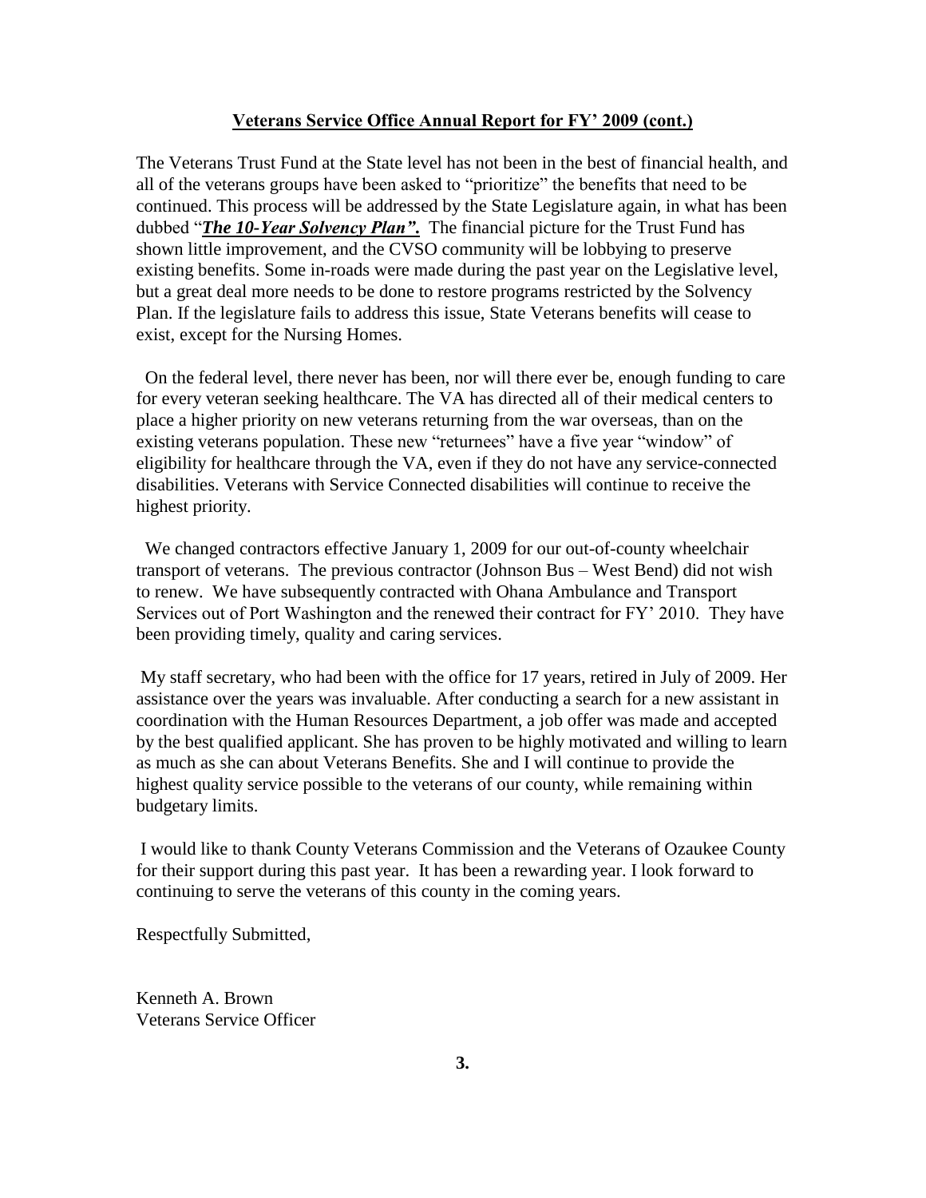**Veterans Service Office Annual Report for FY' 2009 (cont.)**

The Veterans Trust Fund at the State level has not been in the best of financial health, and all of the veterans groups have been asked to "prioritize" the benefits that need to be continued. This process will be addressed by the State Legislature again, in what has been dubbed "***The 10-Year Solvency Plan".*** The financial picture for the Trust Fund has shown little improvement, and the CVSO community will be lobbying to preserve existing benefits. Some in-roads were made during the past year on the Legislative level, but a great deal more needs to be done to restore programs restricted by the Solvency Plan. If the legislature fails to address this issue, State Veterans benefits will cease to exist, except for the Nursing Homes.

On the federal level, there never has been, nor will there ever be, enough funding to care for every veteran seeking healthcare. The VA has directed all of their medical centers to place a higher priority on new veterans returning from the war overseas, than on the existing veterans population. These new "returnees" have a five year "window" of eligibility for healthcare through the VA, even if they do not have any service-connected disabilities. Veterans with Service Connected disabilities will continue to receive the highest priority.

We changed contractors effective January 1, 2009 for our out-of-county wheelchair transport of veterans. The previous contractor (Johnson Bus – West Bend) did not wish to renew. We have subsequently contracted with Ohana Ambulance and Transport Services out of Port Washington and the renewed their contract for FY' 2010. They have been providing timely, quality and caring services.

My staff secretary, who had been with the office for 17 years, retired in July of 2009. Her assistance over the years was invaluable. After conducting a search for a new assistant in coordination with the Human Resources Department, a job offer was made and accepted by the best qualified applicant. She has proven to be highly motivated and willing to learn as much as she can about Veterans Benefits. She and I will continue to provide the highest quality service possible to the veterans of our county, while remaining within budgetary limits.

I would like to thank County Veterans Commission and the Veterans of Ozaukee County for their support during this past year. It has been a rewarding year. I look forward to continuing to serve the veterans of this county in the coming years.

Respectfully Submitted,

Kenneth A. Brown
Veterans Service Officer